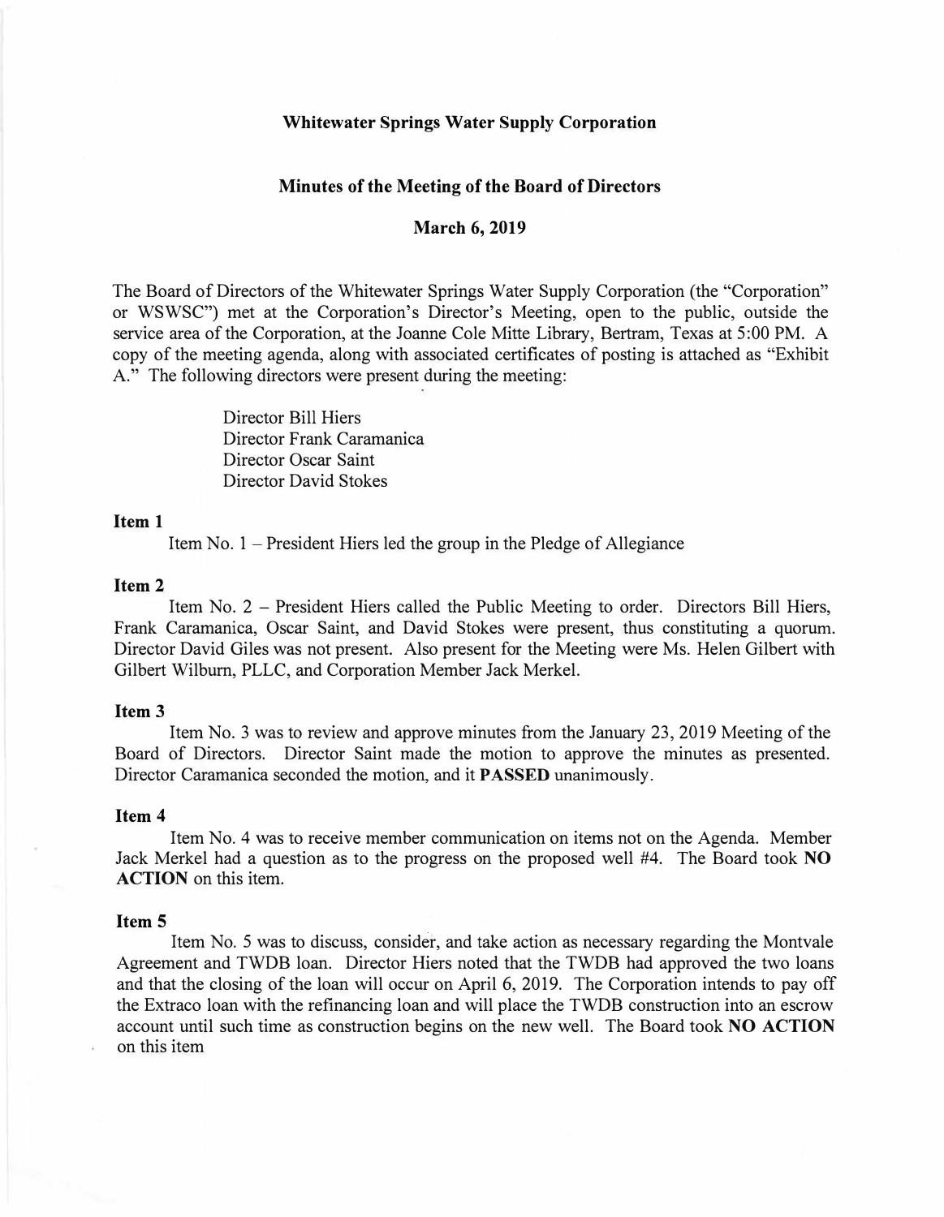# Whitewater Springs Water Supply Corporation

## Minutes of the Meeting of the Board of Directors

### March 6, 2019

The Board of Directors of the Whitewater Springs Water Supply Corporation (the "Corporation" or WSWSC") met at the Corporation's Director's Meeting, open to the public, outside the service area of the Corporation, at the Joanne Cole Mitte Library, Bertram, Texas at 5:00 PM. A copy of the meeting agenda, along with associated certificates of posting is attached as "Exhibit A." The following directors were present during the meeting:

Director Bill Hiers
Director Frank Caramanica
Director Oscar Saint
Director David Stokes

**Item 1**

Item No. 1 – President Hiers led the group in the Pledge of Allegiance

**Item 2**

Item No. 2 – President Hiers called the Public Meeting to order. Directors Bill Hiers, Frank Caramanica, Oscar Saint, and David Stokes were present, thus constituting a quorum. Director David Giles was not present. Also present for the Meeting were Ms. Helen Gilbert with Gilbert Wilburn, PLLC, and Corporation Member Jack Merkel.

**Item 3**

Item No. 3 was to review and approve minutes from the January 23, 2019 Meeting of the Board of Directors. Director Saint made the motion to approve the minutes as presented. Director Caramanica seconded the motion, and it **PASSED** unanimously.

**Item 4**

Item No. 4 was to receive member communication on items not on the Agenda. Member Jack Merkel had a question as to the progress on the proposed well #4. The Board took **NO ACTION** on this item.

**Item 5**

Item No. 5 was to discuss, consider, and take action as necessary regarding the Montvale Agreement and TWDB loan. Director Hiers noted that the TWDB had approved the two loans and that the closing of the loan will occur on April 6, 2019. The Corporation intends to pay off the Extraco loan with the refinancing loan and will place the TWDB construction into an escrow account until such time as construction begins on the new well. The Board took **NO ACTION** on this item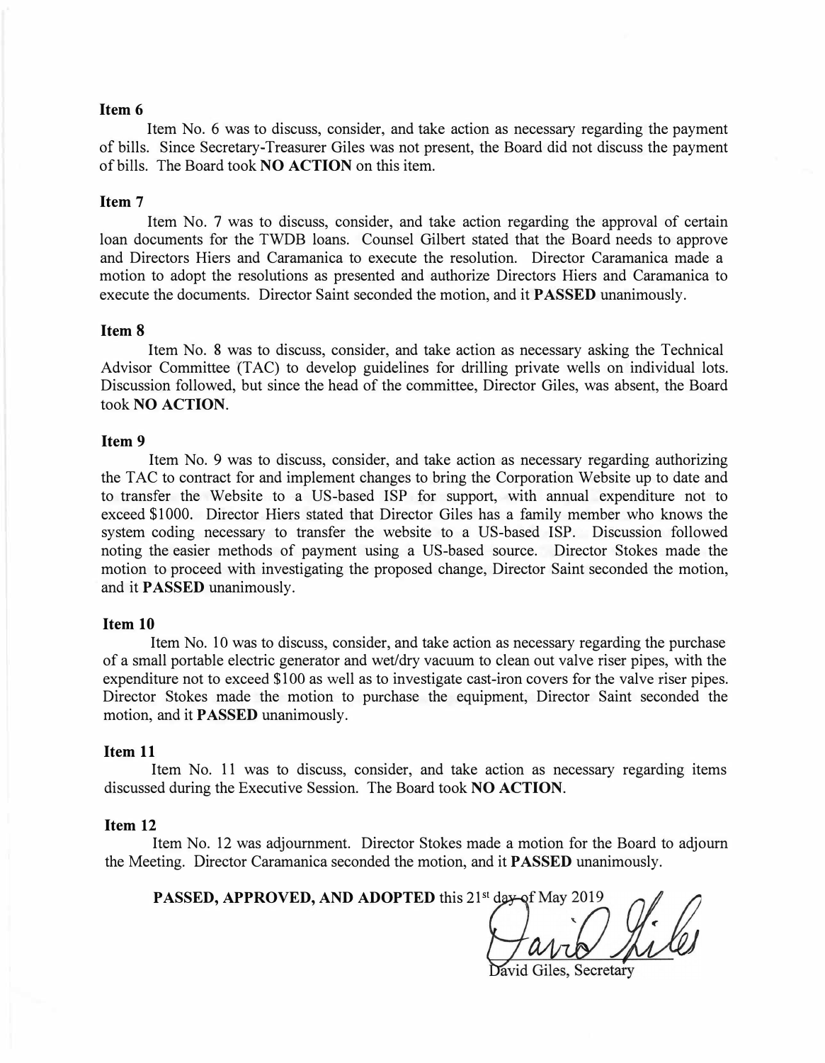### Item 6

Item No. 6 was to discuss, consider, and take action as necessary regarding the payment of bills. Since Secretary-Treasurer Giles was not present, the Board did not discuss the payment of bills. The Board took **NO ACTION** on this item.

### Item 7

Item No. 7 was to discuss, consider, and take action regarding the approval of certain loan documents for the TWDB loans. Counsel Gilbert stated that the Board needs to approve and Directors Hiers and Caramanica to execute the resolution. Director Caramanica made a motion to adopt the resolutions as presented and authorize Directors Hiers and Caramanica to execute the documents. Director Saint seconded the motion, and it **PASSED** unanimously.

### Item 8

Item No. 8 was to discuss, consider, and take action as necessary asking the Technical Advisor Committee (TAC) to develop guidelines for drilling private wells on individual lots. Discussion followed, but since the head of the committee, Director Giles, was absent, the Board took **NO ACTION**.

### Item 9

Item No. 9 was to discuss, consider, and take action as necessary regarding authorizing the TAC to contract for and implement changes to bring the Corporation Website up to date and to transfer the Website to a US-based ISP for support, with annual expenditure not to exceed $1000. Director Hiers stated that Director Giles has a family member who knows the system coding necessary to transfer the website to a US-based ISP. Discussion followed noting the easier methods of payment using a US-based source. Director Stokes made the motion to proceed with investigating the proposed change, Director Saint seconded the motion, and it **PASSED** unanimously.

### Item 10

Item No. 10 was to discuss, consider, and take action as necessary regarding the purchase of a small portable electric generator and wet/dry vacuum to clean out valve riser pipes, with the expenditure not to exceed $100 as well as to investigate cast-iron covers for the valve riser pipes. Director Stokes made the motion to purchase the equipment, Director Saint seconded the motion, and it **PASSED** unanimously.

### Item 11

Item No. 11 was to discuss, consider, and take action as necessary regarding items discussed during the Executive Session. The Board took **NO ACTION**.

### Item 12

Item No. 12 was adjournment. Director Stokes made a motion for the Board to adjourn the Meeting. Director Caramanica seconded the motion, and it **PASSED** unanimously.

**PASSED, APPROVED, AND ADOPTED** this 21st day of May 2019

David Giles, Secretary